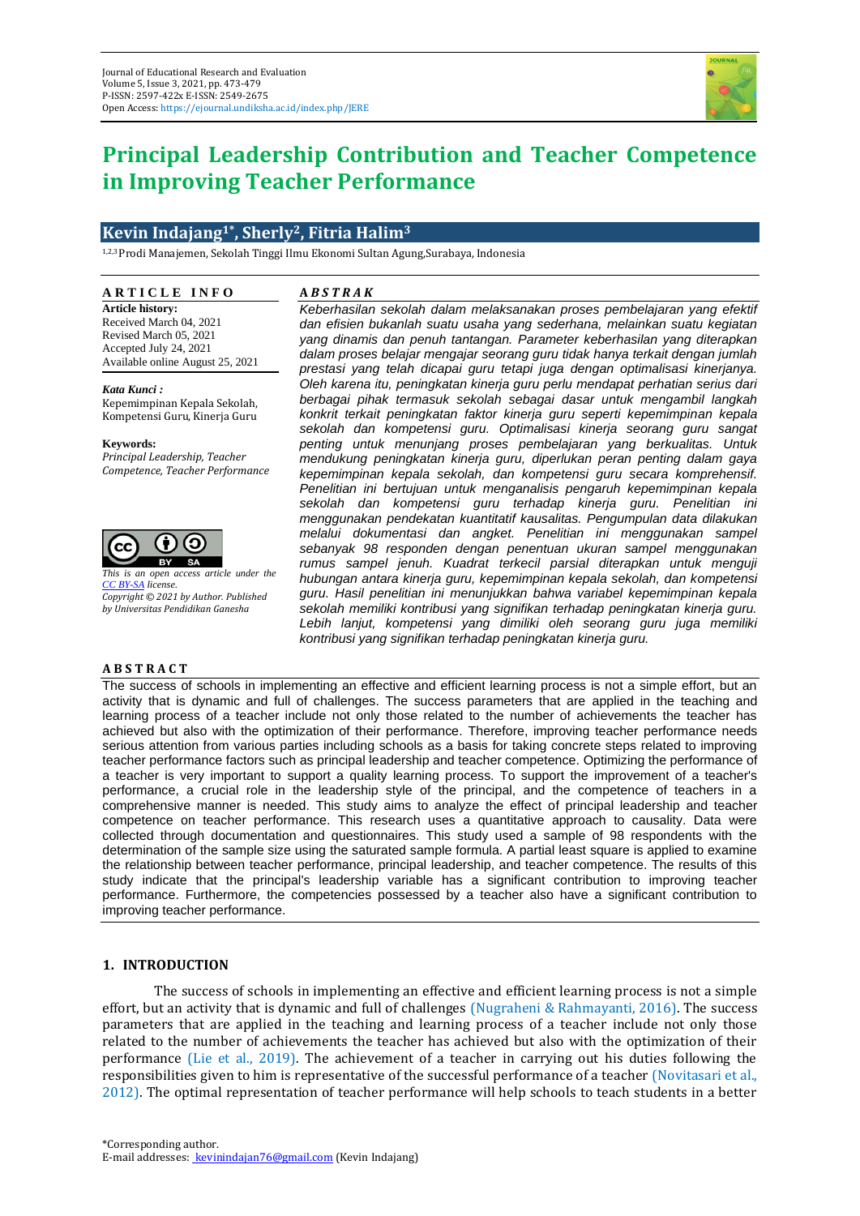# Principal Leadership Contribution and Teacher Competence in Improving Teacher Performance

**Kevin Indajang[1*], Sherly[2], Fitria Halim[3]**

[1,2,3] Prodi Manajemen, Sekolah Tinggi Ilmu Ekonomi Sultan Agung,Surabaya, Indonesia

**ARTICLE INFO**

**Article history:**
Received March 04, 2021
Revised March 05, 2021
Accepted July 24, 2021
Available online August 25, 2021

***Kata Kunci :***
Kepemimpinan Kepala Sekolah, Kompetensi Guru, Kinerja Guru

**Keywords:**
*Principal Leadership, Teacher Competence, Teacher Performance*

*This is an open access article under the CC BY-SA license.*
*Copyright © 2021 by Author. Published by Universitas Pendidikan Ganesha*

***ABSTRAK***

*Keberhasilan sekolah dalam melaksanakan proses pembelajaran yang efektif dan efisien bukanlah suatu usaha yang sederhana, melainkan suatu kegiatan yang dinamis dan penuh tantangan. Parameter keberhasilan yang diterapkan dalam proses belajar mengajar seorang guru tidak hanya terkait dengan jumlah prestasi yang telah dicapai guru tetapi juga dengan optimalisasi kinerjanya. Oleh karena itu, peningkatan kinerja guru perlu mendapat perhatian serius dari berbagai pihak termasuk sekolah sebagai dasar untuk mengambil langkah konkrit terkait peningkatan faktor kinerja guru seperti kepemimpinan kepala sekolah dan kompetensi guru. Optimalisasi kinerja seorang guru sangat penting untuk menunjang proses pembelajaran yang berkualitas. Untuk mendukung peningkatan kinerja guru, diperlukan peran penting dalam gaya kepemimpinan kepala sekolah, dan kompetensi guru secara komprehensif. Penelitian ini bertujuan untuk menganalisis pengaruh kepemimpinan kepala sekolah dan kompetensi guru terhadap kinerja guru. Penelitian ini menggunakan pendekatan kuantitatif kausalitas. Pengumpulan data dilakukan melalui dokumentasi dan angket. Penelitian ini menggunakan sampel sebanyak 98 responden dengan penentuan ukuran sampel menggunakan rumus sampel jenuh. Kuadrat terkecil parsial diterapkan untuk menguji hubungan antara kinerja guru, kepemimpinan kepala sekolah, dan kompetensi guru. Hasil penelitian ini menunjukkan bahwa variabel kepemimpinan kepala sekolah memiliki kontribusi yang signifikan terhadap peningkatan kinerja guru. Lebih lanjut, kompetensi yang dimiliki oleh seorang guru juga memiliki kontribusi yang signifikan terhadap peningkatan kinerja guru.*

**ABSTRACT**

The success of schools in implementing an effective and efficient learning process is not a simple effort, but an activity that is dynamic and full of challenges. The success parameters that are applied in the teaching and learning process of a teacher include not only those related to the number of achievements the teacher has achieved but also with the optimization of their performance. Therefore, improving teacher performance needs serious attention from various parties including schools as a basis for taking concrete steps related to improving teacher performance factors such as principal leadership and teacher competence. Optimizing the performance of a teacher is very important to support a quality learning process. To support the improvement of a teacher's performance, a crucial role in the leadership style of the principal, and the competence of teachers in a comprehensive manner is needed. This study aims to analyze the effect of principal leadership and teacher competence on teacher performance. This research uses a quantitative approach to causality. Data were collected through documentation and questionnaires. This study used a sample of 98 respondents with the determination of the sample size using the saturated sample formula. A partial least square is applied to examine the relationship between teacher performance, principal leadership, and teacher competence. The results of this study indicate that the principal's leadership variable has a significant contribution to improving teacher performance. Furthermore, the competencies possessed by a teacher also have a significant contribution to improving teacher performance.

## 1. INTRODUCTION

The success of schools in implementing an effective and efficient learning process is not a simple effort, but an activity that is dynamic and full of challenges (Nugraheni & Rahmayanti, 2016). The success parameters that are applied in the teaching and learning process of a teacher include not only those related to the number of achievements the teacher has achieved but also with the optimization of their performance (Lie et al., 2019). The achievement of a teacher in carrying out his duties following the responsibilities given to him is representative of the successful performance of a teacher (Novitasari et al., 2012). The optimal representation of teacher performance will help schools to teach students in a better

*Corresponding author.
E-mail addresses: kevinindajan76@gmail.com (Kevin Indajang)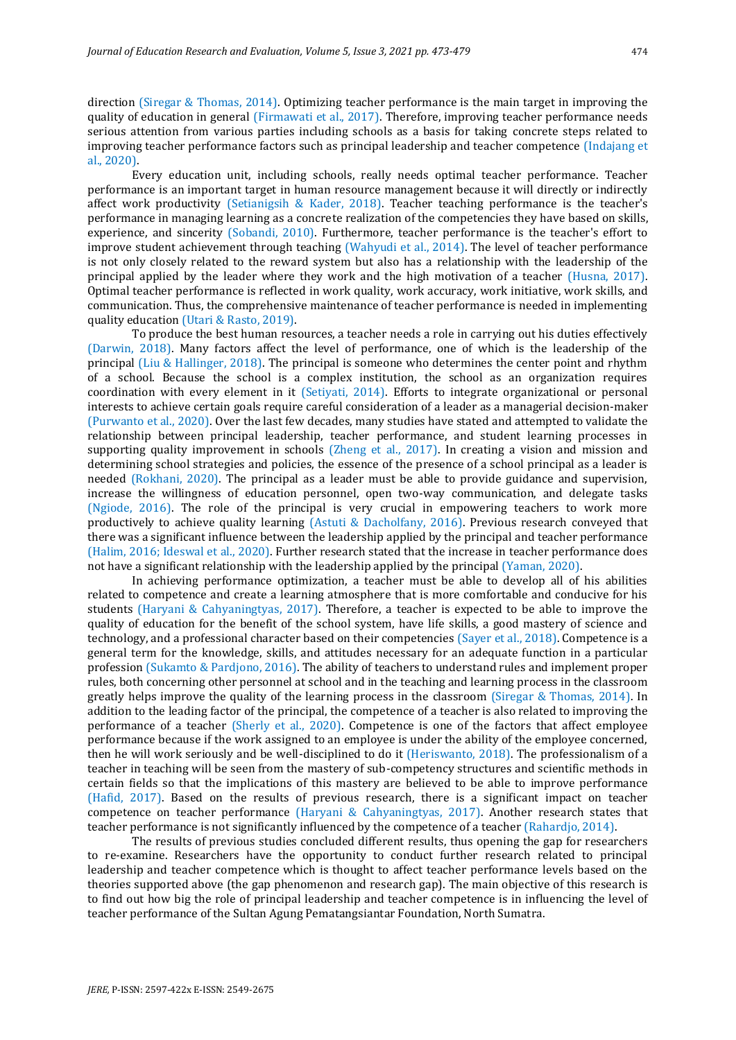direction (Siregar & Thomas, 2014). Optimizing teacher performance is the main target in improving the quality of education in general (Firmawati et al., 2017). Therefore, improving teacher performance needs serious attention from various parties including schools as a basis for taking concrete steps related to improving teacher performance factors such as principal leadership and teacher competence (Indajang et al., 2020).

Every education unit, including schools, really needs optimal teacher performance. Teacher performance is an important target in human resource management because it will directly or indirectly affect work productivity (Setianigsih & Kader, 2018). Teacher teaching performance is the teacher's performance in managing learning as a concrete realization of the competencies they have based on skills, experience, and sincerity (Sobandi, 2010). Furthermore, teacher performance is the teacher's effort to improve student achievement through teaching (Wahyudi et al., 2014). The level of teacher performance is not only closely related to the reward system but also has a relationship with the leadership of the principal applied by the leader where they work and the high motivation of a teacher (Husna, 2017). Optimal teacher performance is reflected in work quality, work accuracy, work initiative, work skills, and communication. Thus, the comprehensive maintenance of teacher performance is needed in implementing quality education (Utari & Rasto, 2019).

To produce the best human resources, a teacher needs a role in carrying out his duties effectively (Darwin, 2018). Many factors affect the level of performance, one of which is the leadership of the principal (Liu & Hallinger, 2018). The principal is someone who determines the center point and rhythm of a school. Because the school is a complex institution, the school as an organization requires coordination with every element in it (Setiyati, 2014). Efforts to integrate organizational or personal interests to achieve certain goals require careful consideration of a leader as a managerial decision-maker (Purwanto et al., 2020). Over the last few decades, many studies have stated and attempted to validate the relationship between principal leadership, teacher performance, and student learning processes in supporting quality improvement in schools (Zheng et al., 2017). In creating a vision and mission and determining school strategies and policies, the essence of the presence of a school principal as a leader is needed (Rokhani, 2020). The principal as a leader must be able to provide guidance and supervision, increase the willingness of education personnel, open two-way communication, and delegate tasks (Ngiode, 2016). The role of the principal is very crucial in empowering teachers to work more productively to achieve quality learning (Astuti & Dacholfany, 2016). Previous research conveyed that there was a significant influence between the leadership applied by the principal and teacher performance (Halim, 2016; Ideswal et al., 2020). Further research stated that the increase in teacher performance does not have a significant relationship with the leadership applied by the principal (Yaman, 2020).

In achieving performance optimization, a teacher must be able to develop all of his abilities related to competence and create a learning atmosphere that is more comfortable and conducive for his students (Haryani & Cahyaningtyas, 2017). Therefore, a teacher is expected to be able to improve the quality of education for the benefit of the school system, have life skills, a good mastery of science and technology, and a professional character based on their competencies (Sayer et al., 2018). Competence is a general term for the knowledge, skills, and attitudes necessary for an adequate function in a particular profession (Sukamto & Pardjono, 2016). The ability of teachers to understand rules and implement proper rules, both concerning other personnel at school and in the teaching and learning process in the classroom greatly helps improve the quality of the learning process in the classroom (Siregar & Thomas, 2014). In addition to the leading factor of the principal, the competence of a teacher is also related to improving the performance of a teacher (Sherly et al., 2020). Competence is one of the factors that affect employee performance because if the work assigned to an employee is under the ability of the employee concerned, then he will work seriously and be well-disciplined to do it (Heriswanto, 2018). The professionalism of a teacher in teaching will be seen from the mastery of sub-competency structures and scientific methods in certain fields so that the implications of this mastery are believed to be able to improve performance (Hafid, 2017). Based on the results of previous research, there is a significant impact on teacher competence on teacher performance (Haryani & Cahyaningtyas, 2017). Another research states that teacher performance is not significantly influenced by the competence of a teacher (Rahardjo, 2014).

The results of previous studies concluded different results, thus opening the gap for researchers to re-examine. Researchers have the opportunity to conduct further research related to principal leadership and teacher competence which is thought to affect teacher performance levels based on the theories supported above (the gap phenomenon and research gap). The main objective of this research is to find out how big the role of principal leadership and teacher competence is in influencing the level of teacher performance of the Sultan Agung Pematangsiantar Foundation, North Sumatra.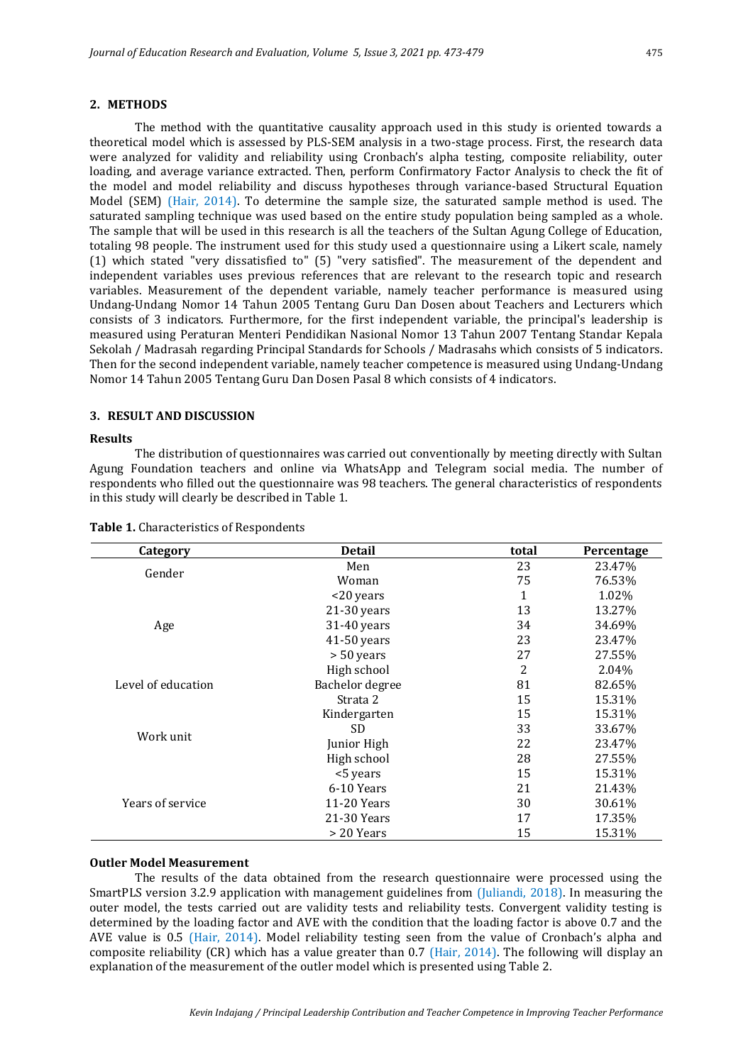## 2. METHODS

The method with the quantitative causality approach used in this study is oriented towards a theoretical model which is assessed by PLS-SEM analysis in a two-stage process. First, the research data were analyzed for validity and reliability using Cronbach's alpha testing, composite reliability, outer loading, and average variance extracted. Then, perform Confirmatory Factor Analysis to check the fit of the model and model reliability and discuss hypotheses through variance-based Structural Equation Model (SEM) (Hair, 2014). To determine the sample size, the saturated sample method is used. The saturated sampling technique was used based on the entire study population being sampled as a whole. The sample that will be used in this research is all the teachers of the Sultan Agung College of Education, totaling 98 people. The instrument used for this study used a questionnaire using a Likert scale, namely (1) which stated "very dissatisfied to" (5) "very satisfied". The measurement of the dependent and independent variables uses previous references that are relevant to the research topic and research variables. Measurement of the dependent variable, namely teacher performance is measured using Undang-Undang Nomor 14 Tahun 2005 Tentang Guru Dan Dosen about Teachers and Lecturers which consists of 3 indicators. Furthermore, for the first independent variable, the principal's leadership is measured using Peraturan Menteri Pendidikan Nasional Nomor 13 Tahun 2007 Tentang Standar Kepala Sekolah / Madrasah regarding Principal Standards for Schools / Madrasahs which consists of 5 indicators. Then for the second independent variable, namely teacher competence is measured using Undang-Undang Nomor 14 Tahun 2005 Tentang Guru Dan Dosen Pasal 8 which consists of 4 indicators.

## 3. RESULT AND DISCUSSION

### Results

The distribution of questionnaires was carried out conventionally by meeting directly with Sultan Agung Foundation teachers and online via WhatsApp and Telegram social media. The number of respondents who filled out the questionnaire was 98 teachers. The general characteristics of respondents in this study will clearly be described in Table 1.

**Table 1.** Characteristics of Respondents

| Category | Detail | total | Percentage |
|---|---|---|---|
| Gender | Men | 23 | 23.47% |
| | Woman | 75 | 76.53% |
| Age | <20 years | 1 | 1.02% |
| | 21-30 years | 13 | 13.27% |
| | 31-40 years | 34 | 34.69% |
| | 41-50 years | 23 | 23.47% |
| | > 50 years | 27 | 27.55% |
| Level of education | High school | 2 | 2.04% |
| | Bachelor degree | 81 | 82.65% |
| | Strata 2 | 15 | 15.31% |
| Work unit | Kindergarten | 15 | 15.31% |
| | SD | 33 | 33.67% |
| | Junior High | 22 | 23.47% |
| | High school | 28 | 27.55% |
| Years of service | <5 years | 15 | 15.31% |
| | 6-10 Years | 21 | 21.43% |
| | 11-20 Years | 30 | 30.61% |
| | 21-30 Years | 17 | 17.35% |
| | > 20 Years | 15 | 15.31% |

### Outler Model Measurement

The results of the data obtained from the research questionnaire were processed using the SmartPLS version 3.2.9 application with management guidelines from (Juliandi, 2018). In measuring the outer model, the tests carried out are validity tests and reliability tests. Convergent validity testing is determined by the loading factor and AVE with the condition that the loading factor is above 0.7 and the AVE value is 0.5 (Hair, 2014). Model reliability testing seen from the value of Cronbach's alpha and composite reliability (CR) which has a value greater than 0.7 (Hair, 2014). The following will display an explanation of the measurement of the outler model which is presented using Table 2.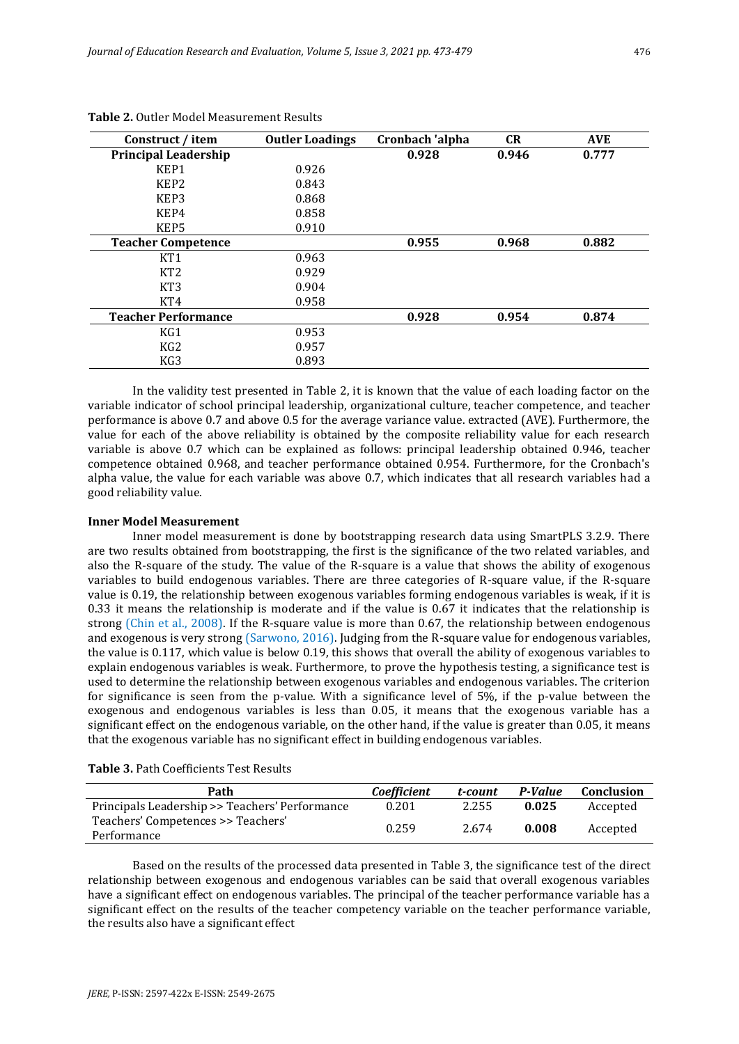**Table 2.** Outler Model Measurement Results

| Construct / item | Outler Loadings | Cronbach 'alpha | CR | AVE |
|---|---|---|---|---|
| **Principal Leadership** | | **0.928** | **0.946** | **0.777** |
| KEP1 | 0.926 | | | |
| KEP2 | 0.843 | | | |
| KEP3 | 0.868 | | | |
| KEP4 | 0.858 | | | |
| KEP5 | 0.910 | | | |
| **Teacher Competence** | | **0.955** | **0.968** | **0.882** |
| KT1 | 0.963 | | | |
| KT2 | 0.929 | | | |
| KT3 | 0.904 | | | |
| KT4 | 0.958 | | | |
| **Teacher Performance** | | **0.928** | **0.954** | **0.874** |
| KG1 | 0.953 | | | |
| KG2 | 0.957 | | | |
| KG3 | 0.893 | | | |

In the validity test presented in Table 2, it is known that the value of each loading factor on the variable indicator of school principal leadership, organizational culture, teacher competence, and teacher performance is above 0.7 and above 0.5 for the average variance value. extracted (AVE). Furthermore, the value for each of the above reliability is obtained by the composite reliability value for each research variable is above 0.7 which can be explained as follows: principal leadership obtained 0.946, teacher competence obtained 0.968, and teacher performance obtained 0.954. Furthermore, for the Cronbach's alpha value, the value for each variable was above 0.7, which indicates that all research variables had a good reliability value.

**Inner Model Measurement**

Inner model measurement is done by bootstrapping research data using SmartPLS 3.2.9. There are two results obtained from bootstrapping, the first is the significance of the two related variables, and also the R-square of the study. The value of the R-square is a value that shows the ability of exogenous variables to build endogenous variables. There are three categories of R-square value, if the R-square value is 0.19, the relationship between exogenous variables forming endogenous variables is weak, if it is 0.33 it means the relationship is moderate and if the value is 0.67 it indicates that the relationship is strong (Chin et al., 2008). If the R-square value is more than 0.67, the relationship between endogenous and exogenous is very strong (Sarwono, 2016). Judging from the R-square value for endogenous variables, the value is 0.117, which value is below 0.19, this shows that overall the ability of exogenous variables to explain endogenous variables is weak. Furthermore, to prove the hypothesis testing, a significance test is used to determine the relationship between exogenous variables and endogenous variables. The criterion for significance is seen from the p-value. With a significance level of 5%, if the p-value between the exogenous and endogenous variables is less than 0.05, it means that the exogenous variable has a significant effect on the endogenous variable, on the other hand, if the value is greater than 0.05, it means that the exogenous variable has no significant effect in building endogenous variables.

**Table 3.** Path Coefficients Test Results

| Path | *Coefficient* | *t-count* | *P-Value* | Conclusion |
|---|---|---|---|---|
| Principals Leadership >> Teachers' Performance | 0.201 | 2.255 | **0.025** | Accepted |
| Teachers' Competences >> Teachers' Performance | 0.259 | 2.674 | **0.008** | Accepted |

Based on the results of the processed data presented in Table 3, the significance test of the direct relationship between exogenous and endogenous variables can be said that overall exogenous variables have a significant effect on endogenous variables. The principal of the teacher performance variable has a significant effect on the results of the teacher competency variable on the teacher performance variable, the results also have a significant effect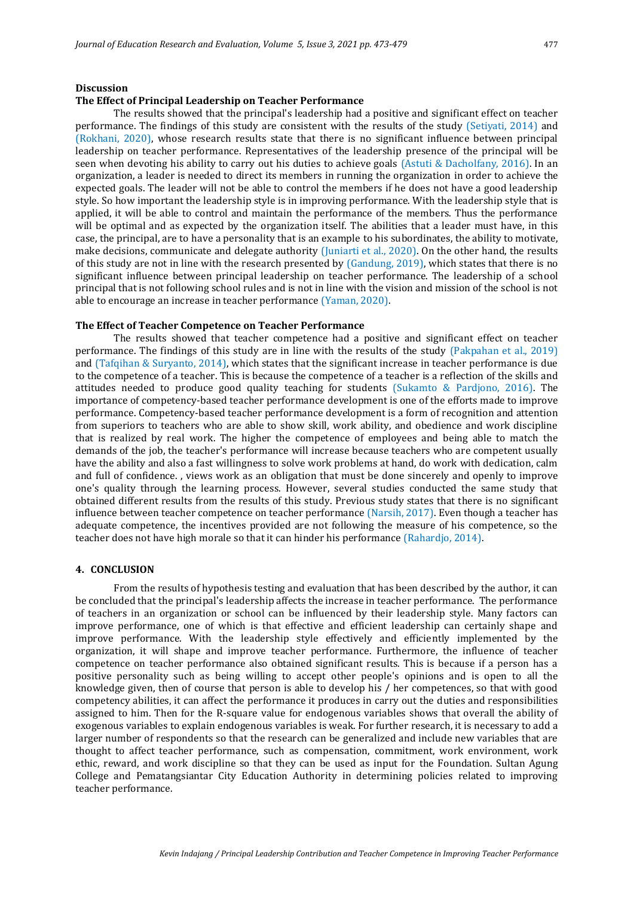**Discussion**

**The Effect of Principal Leadership on Teacher Performance**

The results showed that the principal's leadership had a positive and significant effect on teacher performance. The findings of this study are consistent with the results of the study (Setiyati, 2014) and (Rokhani, 2020), whose research results state that there is no significant influence between principal leadership on teacher performance. Representatives of the leadership presence of the principal will be seen when devoting his ability to carry out his duties to achieve goals (Astuti & Dacholfany, 2016). In an organization, a leader is needed to direct its members in running the organization in order to achieve the expected goals. The leader will not be able to control the members if he does not have a good leadership style. So how important the leadership style is in improving performance. With the leadership style that is applied, it will be able to control and maintain the performance of the members. Thus the performance will be optimal and as expected by the organization itself. The abilities that a leader must have, in this case, the principal, are to have a personality that is an example to his subordinates, the ability to motivate, make decisions, communicate and delegate authority (Juniarti et al., 2020). On the other hand, the results of this study are not in line with the research presented by (Gandung, 2019), which states that there is no significant influence between principal leadership on teacher performance. The leadership of a school principal that is not following school rules and is not in line with the vision and mission of the school is not able to encourage an increase in teacher performance (Yaman, 2020).

**The Effect of Teacher Competence on Teacher Performance**

The results showed that teacher competence had a positive and significant effect on teacher performance. The findings of this study are in line with the results of the study (Pakpahan et al., 2019) and (Tafqihan & Suryanto, 2014), which states that the significant increase in teacher performance is due to the competence of a teacher. This is because the competence of a teacher is a reflection of the skills and attitudes needed to produce good quality teaching for students (Sukamto & Pardjono, 2016). The importance of competency-based teacher performance development is one of the efforts made to improve performance. Competency-based teacher performance development is a form of recognition and attention from superiors to teachers who are able to show skill, work ability, and obedience and work discipline that is realized by real work. The higher the competence of employees and being able to match the demands of the job, the teacher's performance will increase because teachers who are competent usually have the ability and also a fast willingness to solve work problems at hand, do work with dedication, calm and full of confidence. , views work as an obligation that must be done sincerely and openly to improve one's quality through the learning process. However, several studies conducted the same study that obtained different results from the results of this study. Previous study states that there is no significant influence between teacher competence on teacher performance (Narsih, 2017). Even though a teacher has adequate competence, the incentives provided are not following the measure of his competence, so the teacher does not have high morale so that it can hinder his performance (Rahardjo, 2014).

## 4. CONCLUSION

From the results of hypothesis testing and evaluation that has been described by the author, it can be concluded that the principal's leadership affects the increase in teacher performance. The performance of teachers in an organization or school can be influenced by their leadership style. Many factors can improve performance, one of which is that effective and efficient leadership can certainly shape and improve performance. With the leadership style effectively and efficiently implemented by the organization, it will shape and improve teacher performance. Furthermore, the influence of teacher competence on teacher performance also obtained significant results. This is because if a person has a positive personality such as being willing to accept other people's opinions and is open to all the knowledge given, then of course that person is able to develop his / her competences, so that with good competency abilities, it can affect the performance it produces in carry out the duties and responsibilities assigned to him. Then for the R-square value for endogenous variables shows that overall the ability of exogenous variables to explain endogenous variables is weak. For further research, it is necessary to add a larger number of respondents so that the research can be generalized and include new variables that are thought to affect teacher performance, such as compensation, commitment, work environment, work ethic, reward, and work discipline so that they can be used as input for the Foundation. Sultan Agung College and Pematangsiantar City Education Authority in determining policies related to improving teacher performance.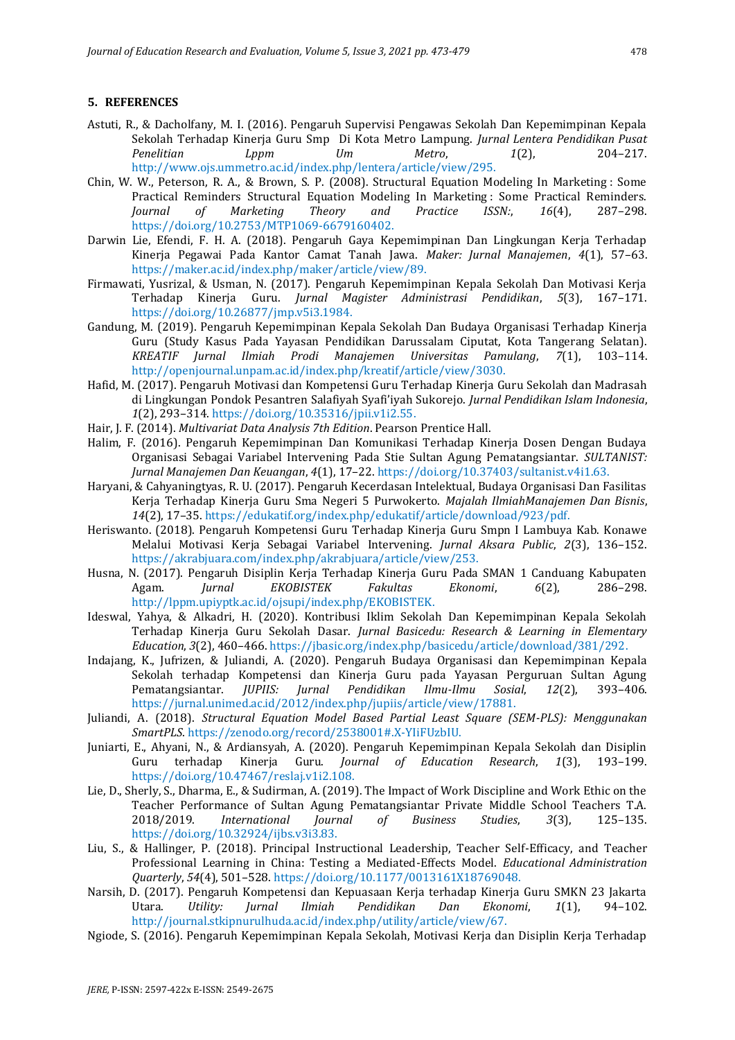## 5. REFERENCES

Astuti, R., & Dacholfany, M. I. (2016). Pengaruh Supervisi Pengawas Sekolah Dan Kepemimpinan Kepala Sekolah Terhadap Kinerja Guru Smp Di Kota Metro Lampung. *Jurnal Lentera Pendidikan Pusat Penelitian Lppm Um Metro*, *1*(2), 204–217. http://www.ojs.ummetro.ac.id/index.php/lentera/article/view/295.

Chin, W. W., Peterson, R. A., & Brown, S. P. (2008). Structural Equation Modeling In Marketing : Some Practical Reminders Structural Equation Modeling In Marketing : Some Practical Reminders. *Journal of Marketing Theory and Practice ISSN:*, *16*(4), 287–298. https://doi.org/10.2753/MTP1069-6679160402.

Darwin Lie, Efendi, F. H. A. (2018). Pengaruh Gaya Kepemimpinan Dan Lingkungan Kerja Terhadap Kinerja Pegawai Pada Kantor Camat Tanah Jawa. *Maker: Jurnal Manajemen*, *4*(1), 57–63. https://maker.ac.id/index.php/maker/article/view/89.

Firmawati, Yusrizal, & Usman, N. (2017). Pengaruh Kepemimpinan Kepala Sekolah Dan Motivasi Kerja Terhadap Kinerja Guru. *Jurnal Magister Administrasi Pendidikan*, *5*(3), 167–171. https://doi.org/10.26877/jmp.v5i3.1984.

Gandung, M. (2019). Pengaruh Kepemimpinan Kepala Sekolah Dan Budaya Organisasi Terhadap Kinerja Guru (Study Kasus Pada Yayasan Pendidikan Darussalam Ciputat, Kota Tangerang Selatan). *KREATIF Jurnal Ilmiah Prodi Manajemen Universitas Pamulang*, *7*(1), 103–114. http://openjournal.unpam.ac.id/index.php/kreatif/article/view/3030.

Hafid, M. (2017). Pengaruh Motivasi dan Kompetensi Guru Terhadap Kinerja Guru Sekolah dan Madrasah di Lingkungan Pondok Pesantren Salafiyah Syafi'iyah Sukorejo. *Jurnal Pendidikan Islam Indonesia*, *1*(2), 293–314. https://doi.org/10.35316/jpii.v1i2.55.

Hair, J. F. (2014). *Multivariat Data Analysis 7th Edition*. Pearson Prentice Hall.

Halim, F. (2016). Pengaruh Kepemimpinan Dan Komunikasi Terhadap Kinerja Dosen Dengan Budaya Organisasi Sebagai Variabel Intervening Pada Stie Sultan Agung Pematangsiantar. *SULTANIST: Jurnal Manajemen Dan Keuangan*, *4*(1), 17–22. https://doi.org/10.37403/sultanist.v4i1.63.

Haryani, & Cahyaningtyas, R. U. (2017). Pengaruh Kecerdasan Intelektual, Budaya Organisasi Dan Fasilitas Kerja Terhadap Kinerja Guru Sma Negeri 5 Purwokerto. *Majalah IlmiahManajemen Dan Bisnis*, *14*(2), 17–35. https://edukatif.org/index.php/edukatif/article/download/923/pdf.

Heriswanto. (2018). Pengaruh Kompetensi Guru Terhadap Kinerja Guru Smpn I Lambuya Kab. Konawe Melalui Motivasi Kerja Sebagai Variabel Intervening. *Jurnal Aksara Public*, *2*(3), 136–152. https://akrabjuara.com/index.php/akrabjuara/article/view/253.

Husna, N. (2017). Pengaruh Disiplin Kerja Terhadap Kinerja Guru Pada SMAN 1 Canduang Kabupaten Agam. *Jurnal EKOBISTEK Fakultas Ekonomi*, *6*(2), 286–298. http://lppm.upiyptk.ac.id/ojsupi/index.php/EKOBISTEK.

Ideswal, Yahya, & Alkadri, H. (2020). Kontribusi Iklim Sekolah Dan Kepemimpinan Kepala Sekolah Terhadap Kinerja Guru Sekolah Dasar. *Jurnal Basicedu: Research & Learning in Elementary Education*, *3*(2), 460–466. https://jbasic.org/index.php/basicedu/article/download/381/292.

Indajang, K., Jufrizen, & Juliandi, A. (2020). Pengaruh Budaya Organisasi dan Kepemimpinan Kepala Sekolah terhadap Kompetensi dan Kinerja Guru pada Yayasan Perguruan Sultan Agung Pematangsiantar. *JUPIIS: Jurnal Pendidikan Ilmu-Ilmu Sosial*, *12*(2), 393–406. https://jurnal.unimed.ac.id/2012/index.php/jupiis/article/view/17881.

Juliandi, A. (2018). *Structural Equation Model Based Partial Least Square (SEM-PLS): Menggunakan SmartPLS*. https://zenodo.org/record/2538001#.X-YIiFUzbIU.

Juniarti, E., Ahyani, N., & Ardiansyah, A. (2020). Pengaruh Kepemimpinan Kepala Sekolah dan Disiplin Guru terhadap Kinerja Guru. *Journal of Education Research*, *1*(3), 193–199. https://doi.org/10.47467/reslaj.v1i2.108.

Lie, D., Sherly, S., Dharma, E., & Sudirman, A. (2019). The Impact of Work Discipline and Work Ethic on the Teacher Performance of Sultan Agung Pematangsiantar Private Middle School Teachers T.A. 2018/2019. *International Journal of Business Studies*, *3*(3), 125–135. https://doi.org/10.32924/ijbs.v3i3.83.

Liu, S., & Hallinger, P. (2018). Principal Instructional Leadership, Teacher Self-Efficacy, and Teacher Professional Learning in China: Testing a Mediated-Effects Model. *Educational Administration Quarterly*, *54*(4), 501–528. https://doi.org/10.1177/0013161X18769048.

Narsih, D. (2017). Pengaruh Kompetensi dan Kepuasaan Kerja terhadap Kinerja Guru SMKN 23 Jakarta Utara. *Utility: Jurnal Ilmiah Pendidikan Dan Ekonomi*, *1*(1), 94–102. http://journal.stkipnurulhuda.ac.id/index.php/utility/article/view/67.

Ngiode, S. (2016). Pengaruh Kepemimpinan Kepala Sekolah, Motivasi Kerja dan Disiplin Kerja Terhadap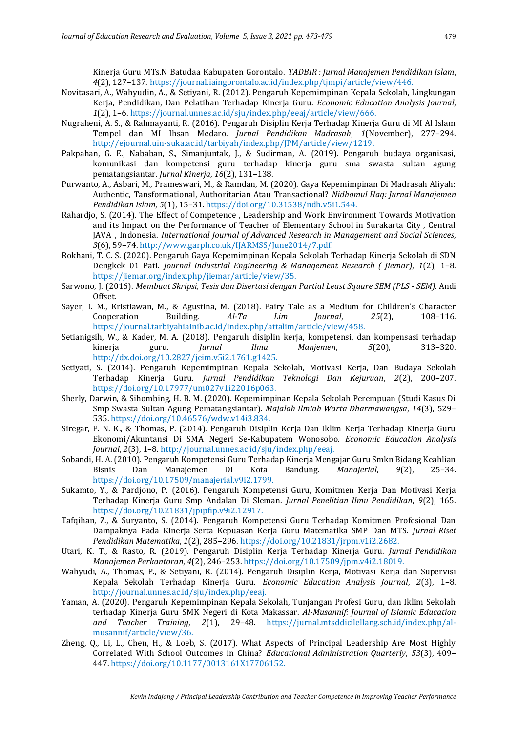Kinerja Guru MTs.N Batudaa Kabupaten Gorontalo. *TADBIR : Jurnal Manajemen Pendidikan Islam*, *4*(2), 127–137. https://journal.iaingorontalo.ac.id/index.php/tjmpi/article/view/446.

Novitasari, A., Wahyudin, A., & Setiyani, R. (2012). Pengaruh Kepemimpinan Kepala Sekolah, Lingkungan Kerja, Pendidikan, Dan Pelatihan Terhadap Kinerja Guru. *Economic Education Analysis Journal*, *1*(2), 1–6. https://journal.unnes.ac.id/sju/index.php/eeaj/article/view/666.

Nugraheni, A. S., & Rahmayanti, R. (2016). Pengaruh Disiplin Kerja Terhadap Kinerja Guru di MI Al Islam Tempel dan MI Ihsan Medaro. *Jurnal Pendidikan Madrasah*, *1*(November), 277–294. http://ejournal.uin-suka.ac.id/tarbiyah/index.php/JPM/article/view/1219.

Pakpahan, G. E., Nababan, S., Simanjuntak, J., & Sudirman, A. (2019). Pengaruh budaya organisasi, komunikasi dan kompetensi guru terhadap kinerja guru sma swasta sultan agung pematangsiantar. *Jurnal Kinerja*, *16*(2), 131–138.

Purwanto, A., Asbari, M., Prameswari, M., & Ramdan, M. (2020). Gaya Kepemimpinan Di Madrasah Aliyah: Authentic, Tansformational, Authoritarian Atau Transactional? *Nidhomul Haq: Jurnal Manajemen Pendidikan Islam*, *5*(1), 15–31. https://doi.org/10.31538/ndh.v5i1.544.

Rahardjo, S. (2014). The Effect of Competence , Leadership and Work Environment Towards Motivation and its Impact on the Performance of Teacher of Elementary School in Surakarta City , Central JAVA , Indonesia. *International Journal of Advanced Research in Management and Social Sciences*, *3*(6), 59–74. http://www.garph.co.uk/IJARMSS/June2014/7.pdf.

Rokhani, T. C. S. (2020). Pengaruh Gaya Kepemimpinan Kepala Sekolah Terhadap Kinerja Sekolah di SDN Dengkek 01 Pati. *Journal Industrial Engineering & Management Research ( Jiemar)*, *1*(2), 1–8. https://jiemar.org/index.php/jiemar/article/view/35.

Sarwono, J. (2016). *Membuat Skripsi, Tesis dan Disertasi dengan Partial Least Square SEM (PLS - SEM)*. Andi Offset.

Sayer, I. M., Kristiawan, M., & Agustina, M. (2018). Fairy Tale as a Medium for Children's Character Cooperation Building. *Al-Ta Lim Journal*, *25*(2), 108–116. https://journal.tarbiyahiainib.ac.id/index.php/attalim/article/view/458.

Setianigsih, W., & Kader, M. A. (2018). Pengaruh disiplin kerja, kompetensi, dan kompensasi terhadap kinerja guru. *Jurnal Ilmu Manjemen*, *5*(20), 313–320. http://dx.doi.org/10.2827/jeim.v5i2.1761.g1425.

Setiyati, S. (2014). Pengaruh Kepemimpinan Kepala Sekolah, Motivasi Kerja, Dan Budaya Sekolah Terhadap Kinerja Guru. *Jurnal Pendidikan Teknologi Dan Kejuruan*, *2*(2), 200–207. https://doi.org/10.17977/um027v1i22016p063.

Sherly, Darwin, & Sihombing, H. B. M. (2020). Kepemimpinan Kepala Sekolah Perempuan (Studi Kasus Di Smp Swasta Sultan Agung Pematangsiantar). *Majalah Ilmiah Warta Dharmawangsa*, *14*(3), 529–535. https://doi.org/10.46576/wdw.v14i3.834.

Siregar, F. N. K., & Thomas, P. (2014). Pengaruh Disiplin Kerja Dan Iklim Kerja Terhadap Kinerja Guru Ekonomi/Akuntansi Di SMA Negeri Se-Kabupatem Wonosobo. *Economic Education Analysis Journal*, *2*(3), 1–8. http://journal.unnes.ac.id/sju/index.php/eeaj.

Sobandi, H. A. (2010). Pengaruh Kompetensi Guru Terhadap Kinerja Mengajar Guru Smkn Bidang Keahlian Bisnis Dan Manajemen Di Kota Bandung. *Manajerial*, *9*(2), 25–34. https://doi.org/10.17509/manajerial.v9i2.1799.

Sukamto, Y., & Pardjono, P. (2016). Pengaruh Kompetensi Guru, Komitmen Kerja Dan Motivasi Kerja Terhadap Kinerja Guru Smp Andalan Di Sleman. *Jurnal Penelitian Ilmu Pendidikan*, *9*(2), 165. https://doi.org/10.21831/jpipfip.v9i2.12917.

Tafqihan, Z., & Suryanto, S. (2014). Pengaruh Kompetensi Guru Terhadap Komitmen Profesional Dan Dampaknya Pada Kinerja Serta Kepuasan Kerja Guru Matematika SMP Dan MTS. *Jurnal Riset Pendidikan Matematika*, *1*(2), 285–296. https://doi.org/10.21831/jrpm.v1i2.2682.

Utari, K. T., & Rasto, R. (2019). Pengaruh Disiplin Kerja Terhadap Kinerja Guru. *Jurnal Pendidikan Manajemen Perkantoran*, *4*(2), 246–253. https://doi.org/10.17509/jpm.v4i2.18019.

Wahyudi, A., Thomas, P., & Setiyani, R. (2014). Pengaruh Disiplin Kerja, Motivasi Kerja dan Supervisi Kepala Sekolah Terhadap Kinerja Guru. *Economic Education Analysis Journal*, *2*(3), 1–8. http://journal.unnes.ac.id/sju/index.php/eeaj.

Yaman, A. (2020). Pengaruh Kepemimpinan Kepala Sekolah, Tunjangan Profesi Guru, dan Iklim Sekolah terhadap Kinerja Guru SMK Negeri di Kota Makassar. *Al-Musannif: Journal of Islamic Education and Teacher Training*, *2*(1), 29–48. https://jurnal.mtsddicilellang.sch.id/index.php/al-musannif/article/view/36.

Zheng, Q., Li, L., Chen, H., & Loeb, S. (2017). What Aspects of Principal Leadership Are Most Highly Correlated With School Outcomes in China? *Educational Administration Quarterly*, *53*(3), 409–447. https://doi.org/10.1177/0013161X17706152.